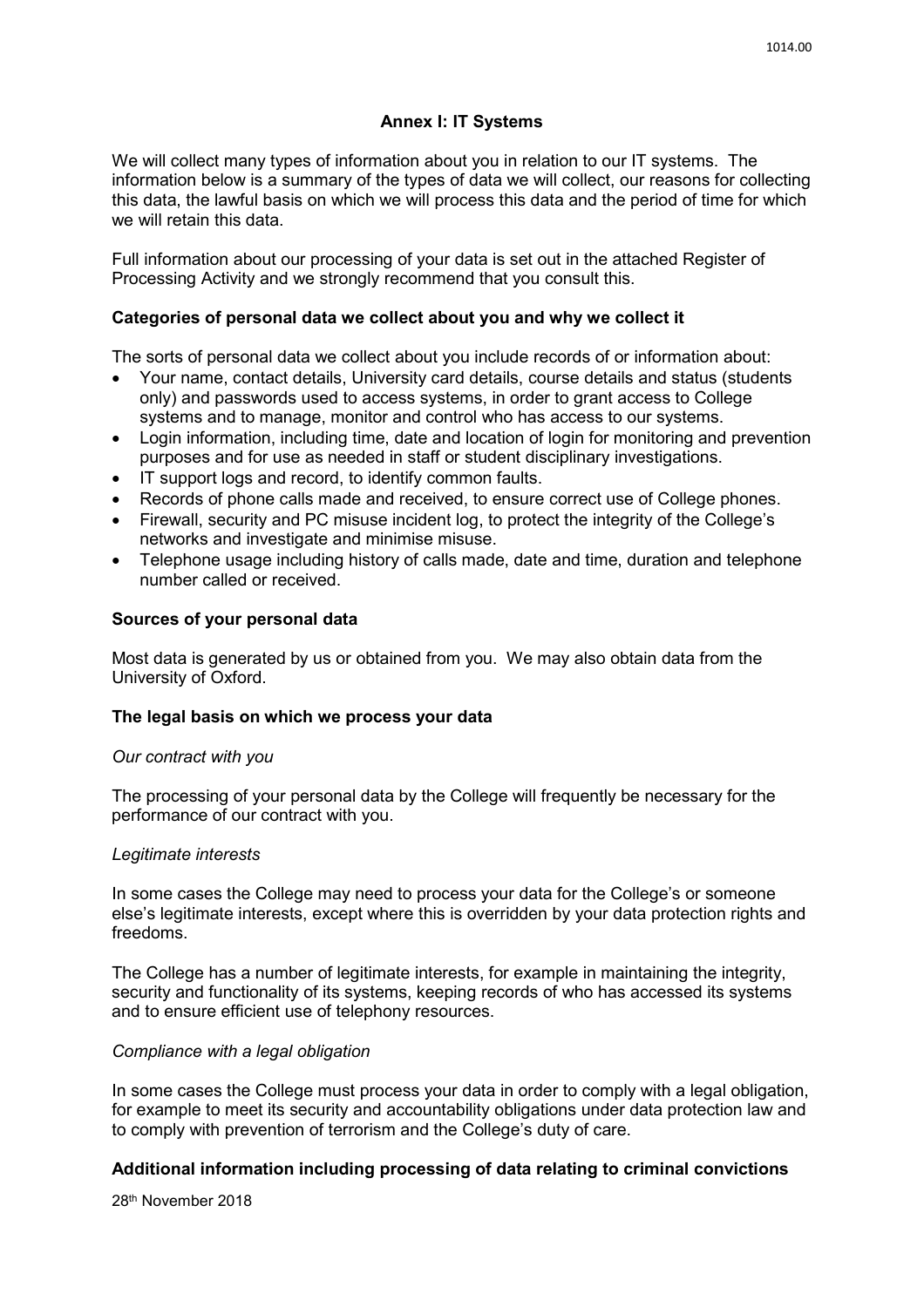## Annex I: IT Systems

We will collect many types of information about you in relation to our IT systems. The information below is a summary of the types of data we will collect, our reasons for collecting this data, the lawful basis on which we will process this data and the period of time for which we will retain this data.

Full information about our processing of your data is set out in the attached Register of Processing Activity and we strongly recommend that you consult this.

### Categories of personal data we collect about you and why we collect it

The sorts of personal data we collect about you include records of or information about:

- Your name, contact details, University card details, course details and status (students only) and passwords used to access systems, in order to grant access to College systems and to manage, monitor and control who has access to our systems.
- Login information, including time, date and location of login for monitoring and prevention purposes and for use as needed in staff or student disciplinary investigations.
- IT support logs and record, to identify common faults.
- Records of phone calls made and received, to ensure correct use of College phones.
- Firewall, security and PC misuse incident log, to protect the integrity of the College's networks and investigate and minimise misuse.
- Telephone usage including history of calls made, date and time, duration and telephone number called or received.

### Sources of your personal data

Most data is generated by us or obtained from you. We may also obtain data from the University of Oxford.

### The legal basis on which we process your data

*Our contract with you*

The processing of your personal data by the College will frequently be necessary for the performance of our contract with you.

*Legitimate interests*

In some cases the College may need to process your data for the College's or someone else's legitimate interests, except where this is overridden by your data protection rights and freedoms.

The College has a number of legitimate interests, for example in maintaining the integrity, security and functionality of its systems, keeping records of who has accessed its systems and to ensure efficient use of telephony resources.

*Compliance with a legal obligation*

In some cases the College must process your data in order to comply with a legal obligation, for example to meet its security and accountability obligations under data protection law and to comply with prevention of terrorism and the College's duty of care.

### Additional information including processing of data relating to criminal convictions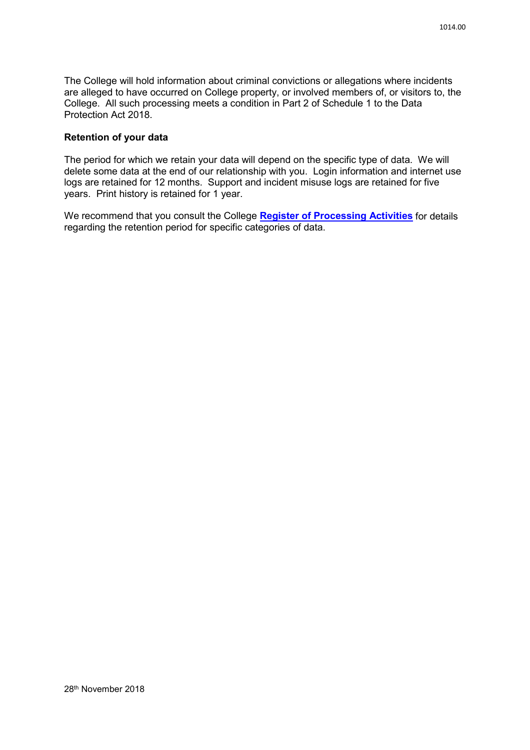The College will hold information about criminal convictions or allegations where incidents are alleged to have occurred on College property, or involved members of, or visitors to, the College. All such processing meets a condition in Part 2 of Schedule 1 to the Data Protection Act 2018.

**Retention of your data**

The period for which we retain your data will depend on the specific type of data. We will delete some data at the end of our relationship with you. Login information and internet use logs are retained for 12 months. Support and incident misuse logs are retained for five years. Print history is retained for 1 year.

We recommend that you consult the College **Register of Processing Activities** for details regarding the retention period for specific categories of data.